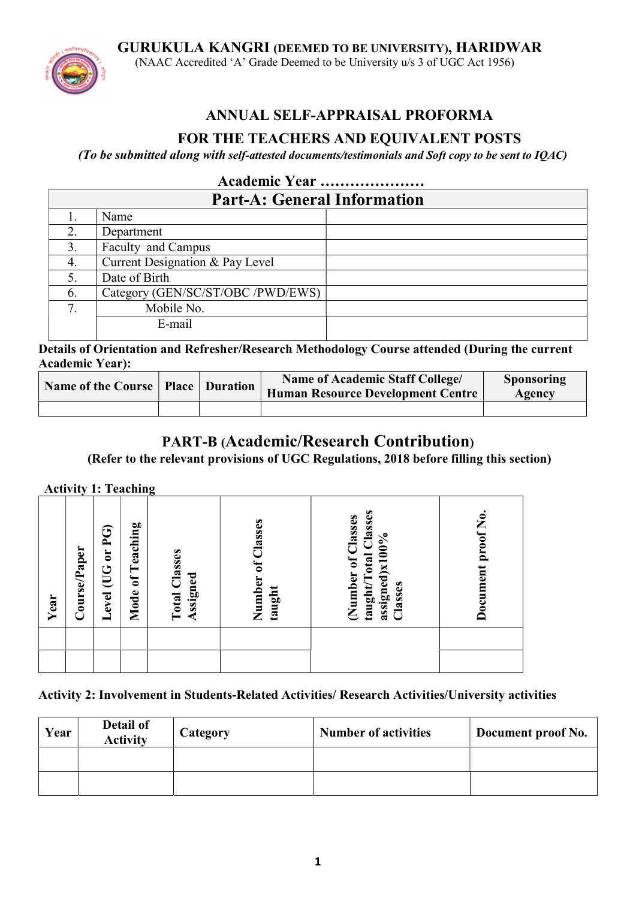# GURUKULA KANGRI (DEEMED TO BE UNIVERSITY), HARIDWAR

(NAAC Accredited 'A' Grade Deemed to be University u/s 3 of UGC Act 1956)

## ANNUAL SELF-APPRAISAL PROFORMA

## FOR THE TEACHERS AND EQUIVALENT POSTS

*(To be submitted along with self-attested documents/testimonials and Soft copy to be sent to IQAC)*

**Academic Year …………………**

| Part-A: General Information | | |
|---|---|---|
| 1. | Name | |
| 2. | Department | |
| 3. | Faculty and Campus | |
| 4. | Current Designation & Pay Level | |
| 5. | Date of Birth | |
| 6. | Category (GEN/SC/ST/OBC /PWD/EWS) | |
| 7. | Mobile No. | |
| | E-mail | |

**Details of Orientation and Refresher/Research Methodology Course attended (During the current Academic Year):**

| Name of the Course | Place | Duration | Name of Academic Staff College/ Human Resource Development Centre | Sponsoring Agency |
|---|---|---|---|---|
| | | | | |

## PART-B (Academic/Research Contribution)

**(Refer to the relevant provisions of UGC Regulations, 2018 before filling this section)**

**Activity 1: Teaching**

| Year | Course/Paper | Level (UG or PG) | Mode of Teaching | Total Classes Assigned | Number of Classes taught | (Number of Classes taught/Total Classes assigned)x100% Classes | Document proof No. |
|---|---|---|---|---|---|---|---|
| | | | | | | | |
| | | | | | | | |

**Activity 2: Involvement in Students-Related Activities/ Research Activities/University activities**

| Year | Detail of Activity | Category | Number of activities | Document proof No. |
|---|---|---|---|---|
| | | | | |
| | | | | |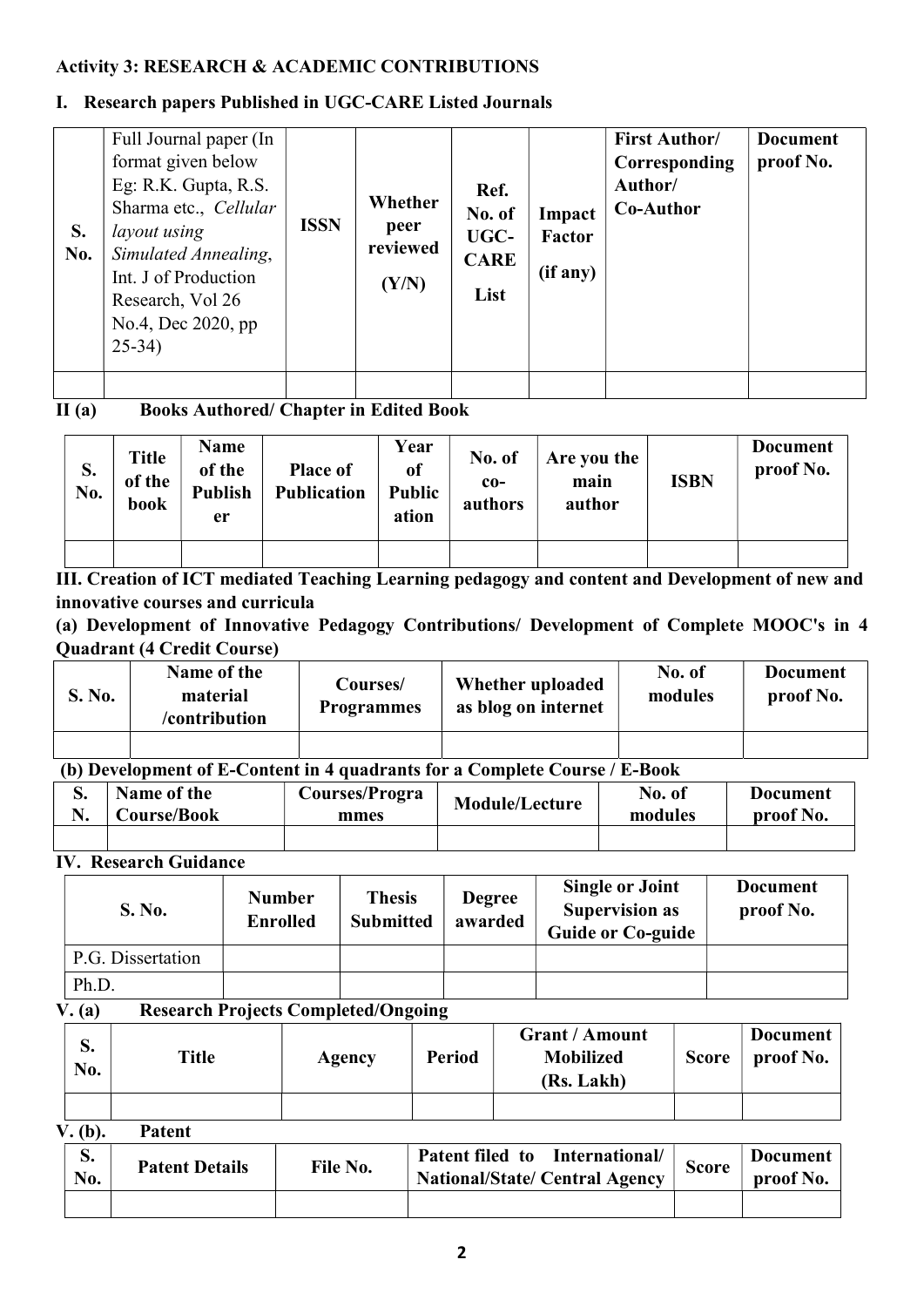### Activity 3: RESEARCH & ACADEMIC CONTRIBUTIONS

#### I. Research papers Published in UGC-CARE Listed Journals

| S. No. | Full Journal paper (In format given below Eg: R.K. Gupta, R.S. Sharma etc., *Cellular layout using Simulated Annealing*, Int. J of Production Research, Vol 26 No.4, Dec 2020, pp 25-34) | ISSN | Whether peer reviewed (Y/N) | Ref. No. of UGC-CARE List | Impact Factor (if any) | First Author/ Corresponding Author/ Co-Author | Document proof No. |
|---|---|---|---|---|---|---|---|
| | | | | | | | |

#### II (a) Books Authored/ Chapter in Edited Book

| S. No. | Title of the book | Name of the Publisher | Place of Publication | Year of Publication | No. of co-authors | Are you the main author | ISBN | Document proof No. |
|---|---|---|---|---|---|---|---|---|
| | | | | | | | | |

#### III. Creation of ICT mediated Teaching Learning pedagogy and content and Development of new and innovative courses and curricula

**(a) Development of Innovative Pedagogy Contributions/ Development of Complete MOOC's in 4 Quadrant (4 Credit Course)**

| S. No. | Name of the material /contribution | Courses/ Programmes | Whether uploaded as blog on internet | No. of modules | Document proof No. |
|---|---|---|---|---|---|
| | | | | | |

**(b) Development of E-Content in 4 quadrants for a Complete Course / E-Book**

| S. N. | Name of the Course/Book | Courses/Programmes | Module/Lecture | No. of modules | Document proof No. |
|---|---|---|---|---|---|
| | | | | | |

#### IV. Research Guidance

| S. No. | Number Enrolled | Thesis Submitted | Degree awarded | Single or Joint Supervision as Guide or Co-guide | Document proof No. |
|---|---|---|---|---|---|
| P.G. Dissertation | | | | | |
| Ph.D. | | | | | |

#### V. (a) Research Projects Completed/Ongoing

| S. No. | Title | Agency | Period | Grant / Amount Mobilized (Rs. Lakh) | Score | Document proof No. |
|---|---|---|---|---|---|---|
| | | | | | | |

#### V. (b). Patent

| S. No. | Patent Details | File No. | Patent filed to International/ National/State/ Central Agency | Score | Document proof No. |
|---|---|---|---|---|---|
| | | | | | |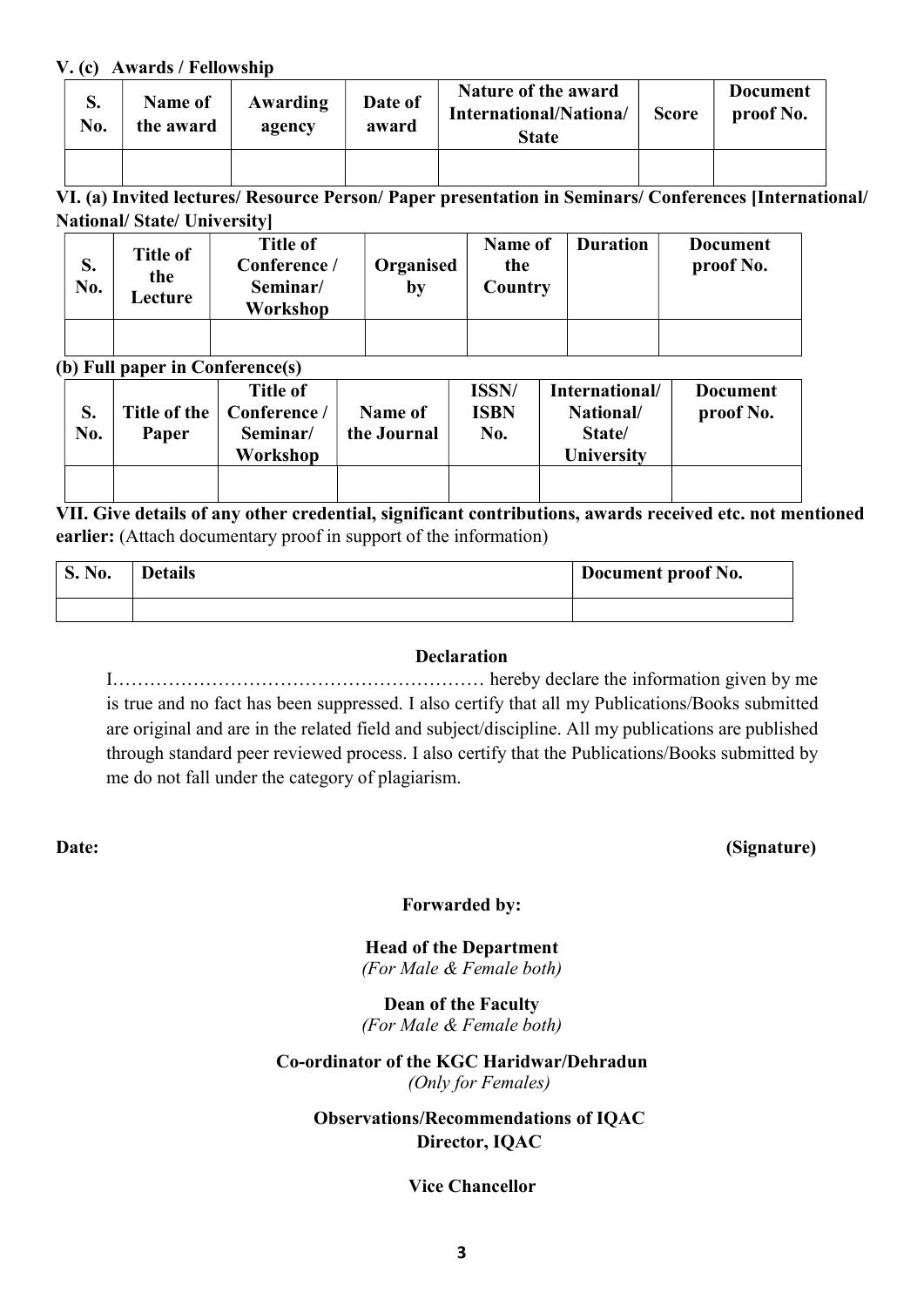**V. (c) Awards / Fellowship**

| S. No. | Name of the award | Awarding agency | Date of award | Nature of the award International/Nationa/ State | Score | Document proof No. |
|---|---|---|---|---|---|---|
| | | | | | | |

**VI. (a) Invited lectures/ Resource Person/ Paper presentation in Seminars/ Conferences [International/ National/ State/ University]**

| S. No. | Title of the Lecture | Title of Conference / Seminar/ Workshop | Organised by | Name of the Country | Duration | Document proof No. |
|---|---|---|---|---|---|---|
| | | | | | | |

**(b) Full paper in Conference(s)**

| S. No. | Title of the Paper | Title of Conference / Seminar/ Workshop | Name of the Journal | ISSN/ ISBN No. | International/ National/ State/ University | Document proof No. |
|---|---|---|---|---|---|---|
| | | | | | | |

**VII. Give details of any other credential, significant contributions, awards received etc. not mentioned earlier:** (Attach documentary proof in support of the information)

| S. No. | Details | Document proof No. |
|---|---|---|
| | | |

**Declaration**

I…………………………………………………… hereby declare the information given by me is true and no fact has been suppressed. I also certify that all my Publications/Books submitted are original and are in the related field and subject/discipline. All my publications are published through standard peer reviewed process. I also certify that the Publications/Books submitted by me do not fall under the category of plagiarism.

**Date:** **(Signature)**

**Forwarded by:**

**Head of the Department**
*(For Male & Female both)*

**Dean of the Faculty**
*(For Male & Female both)*

**Co-ordinator of the KGC Haridwar/Dehradun**
*(Only for Females)*

**Observations/Recommendations of IQAC**
**Director, IQAC**

**Vice Chancellor**